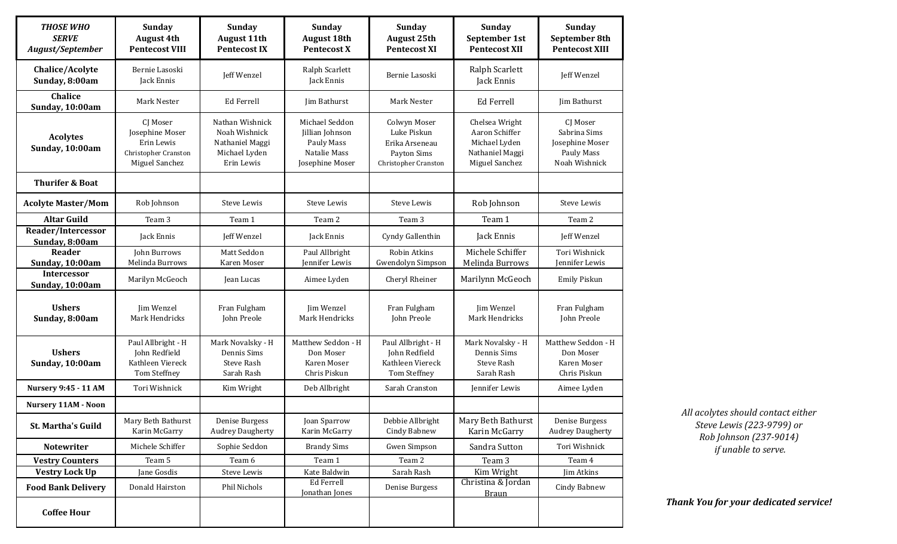| *THOSE WHO SERVE August/September* | Sunday August 4th Pentecost VIII | Sunday August 11th Pentecost IX | Sunday August 18th Pentecost X | Sunday August 25th Pentecost XI | Sunday September 1st Pentecost XII | Sunday September 8th Pentecost XIII |
|---|---|---|---|---|---|---|
| **Chalice/Acolyte Sunday, 8:00am** | Bernie Lasoski<br>Jack Ennis | Jeff Wenzel | Ralph Scarlett<br>Jack Ennis | Bernie Lasoski | Ralph Scarlett<br>Jack Ennis | Jeff Wenzel |
| **Chalice Sunday, 10:00am** | Mark Nester | Ed Ferrell | Jim Bathurst | Mark Nester | Ed Ferrell | Jim Bathurst |
| **Acolytes Sunday, 10:00am** | CJ Moser<br>Josephine Moser<br>Erin Lewis<br>Christopher Cranston<br>Miguel Sanchez | Nathan Wishnick<br>Noah Wishnick<br>Nathaniel Maggi<br>Michael Lyden<br>Erin Lewis | Michael Seddon<br>Jillian Johnson<br>Pauly Mass<br>Natalie Mass<br>Josephine Moser | Colwyn Moser<br>Luke Piskun<br>Erika Arseneau<br>Payton Sims<br>Christopher Cranston | Chelsea Wright<br>Aaron Schiffer<br>Michael Lyden<br>Nathaniel Maggi<br>Miguel Sanchez | CJ Moser<br>Sabrina Sims<br>Josephine Moser<br>Pauly Mass<br>Noah Wishnick |
| **Thurifer & Boat** | | | | | | |
| **Acolyte Master/Mom** | Rob Johnson | Steve Lewis | Steve Lewis | Steve Lewis | Rob Johnson | Steve Lewis |
| **Altar Guild** | Team 3 | Team 1 | Team 2 | Team 3 | Team 1 | Team 2 |
| **Reader/Intercessor Sunday, 8:00am** | Jack Ennis | Jeff Wenzel | Jack Ennis | Cyndy Gallenthin | Jack Ennis | Jeff Wenzel |
| **Reader Sunday, 10:00am** | John Burrows<br>Melinda Burrows | Matt Seddon<br>Karen Moser | Paul Allbright<br>Jennifer Lewis | Robin Atkins<br>Gwendolyn Simpson | Michele Schiffer<br>Melinda Burrows | Tori Wishnick<br>Jennifer Lewis |
| **Intercessor Sunday, 10:00am** | Marilyn McGeoch | Jean Lucas | Aimee Lyden | Cheryl Rheiner | Marilynn McGeoch | Emily Piskun |
| **Ushers Sunday, 8:00am** | Jim Wenzel<br>Mark Hendricks | Fran Fulgham<br>John Preole | Jim Wenzel<br>Mark Hendricks | Fran Fulgham<br>John Preole | Jim Wenzel<br>Mark Hendricks | Fran Fulgham<br>John Preole |
| **Ushers Sunday, 10:00am** | Paul Allbright - H<br>John Redfield<br>Kathleen Viereck<br>Tom Steffney | Mark Novalsky - H<br>Dennis Sims<br>Steve Rash<br>Sarah Rash | Matthew Seddon - H<br>Don Moser<br>Karen Moser<br>Chris Piskun | Paul Allbright - H<br>John Redfield<br>Kathleen Viereck<br>Tom Steffney | Mark Novalsky - H<br>Dennis Sims<br>Steve Rash<br>Sarah Rash | Matthew Seddon - H<br>Don Moser<br>Karen Moser<br>Chris Piskun |
| **Nursery 9:45 - 11 AM** | Tori Wishnick | Kim Wright | Deb Allbright | Sarah Cranston | Jennifer Lewis | Aimee Lyden |
| **Nursery 11AM - Noon** | | | | | | |
| **St. Martha's Guild** | Mary Beth Bathurst<br>Karin McGarry | Denise Burgess<br>Audrey Daugherty | Joan Sparrow<br>Karin McGarry | Debbie Allbright<br>Cindy Babnew | Mary Beth Bathurst<br>Karin McGarry | Denise Burgess<br>Audrey Daugherty |
| **Notewriter** | Michele Schiffer | Sophie Seddon | Brandy Sims | Gwen Simpson | Sandra Sutton | Tori Wishnick |
| **Vestry Counters** | Team 5 | Team 6 | Team 1 | Team 2 | Team 3 | Team 4 |
| **Vestry Lock Up** | Jane Gosdis | Steve Lewis | Kate Baldwin | Sarah Rash | Kim Wright | Jim Atkins |
| **Food Bank Delivery** | Donald Hairston | Phil Nichols | Ed Ferrell<br>Jonathan Jones | Denise Burgess | Christina & Jordan Braun | Cindy Babnew |
| **Coffee Hour** | | | | | | |

*All acolytes should contact either Steve Lewis (223-9799) or Rob Johnson (237-9014) if unable to serve.*

***Thank You for your dedicated service!***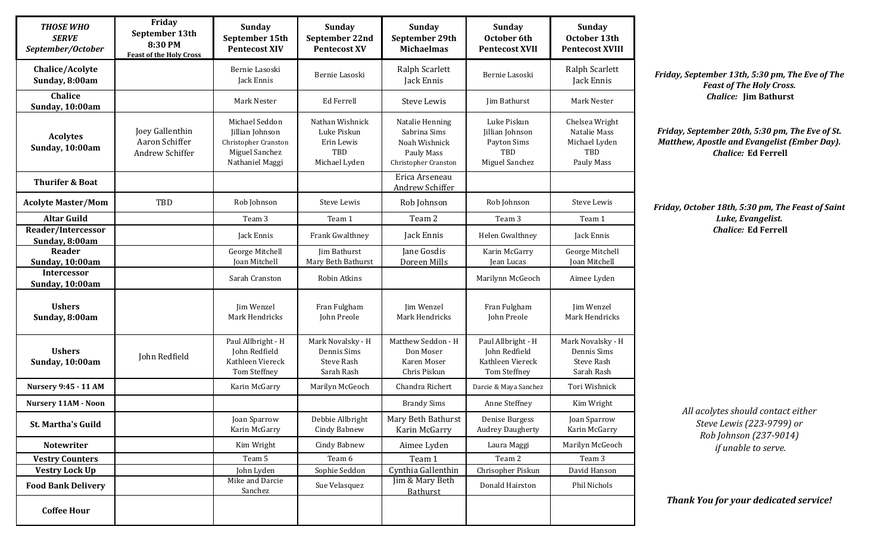| *THOSE WHO SERVE* *September/October* | Friday September 13th 8:30 PM Feast of the Holy Cross | Sunday September 15th Pentecost XIV | Sunday September 22nd Pentecost XV | Sunday September 29th Michaelmas | Sunday October 6th Pentecost XVII | Sunday October 13th Pentecost XVIII |
|---|---|---|---|---|---|---|
| **Chalice/Acolyte Sunday, 8:00am** | | Bernie Lasoski Jack Ennis | Bernie Lasoski | Ralph Scarlett Jack Ennis | Bernie Lasoski | Ralph Scarlett Jack Ennis |
| **Chalice Sunday, 10:00am** | | Mark Nester | Ed Ferrell | Steve Lewis | Jim Bathurst | Mark Nester |
| **Acolytes Sunday, 10:00am** | Joey Gallenthin Aaron Schiffer Andrew Schiffer | Michael Seddon Jillian Johnson Christopher Cranston Miguel Sanchez Nathaniel Maggi | Nathan Wishnick Luke Piskun Erin Lewis TBD Michael Lyden | Natalie Henning Sabrina Sims Noah Wishnick Pauly Mass Christopher Cranston | Luke Piskun Jillian Johnson Payton Sims TBD Miguel Sanchez | Chelsea Wright Natalie Mass Michael Lyden TBD Pauly Mass |
| **Thurifer & Boat** | | | | Erica Arseneau Andrew Schiffer | | |
| **Acolyte Master/Mom** | TBD | Rob Johnson | Steve Lewis | Rob Johnson | Rob Johnson | Steve Lewis |
| **Altar Guild** | | Team 3 | Team 1 | Team 2 | Team 3 | Team 1 |
| **Reader/Intercessor Sunday, 8:00am** | | Jack Ennis | Frank Gwalthney | Jack Ennis | Helen Gwalthney | Jack Ennis |
| **Reader Sunday, 10:00am** | | George Mitchell Joan Mitchell | Jim Bathurst Mary Beth Bathurst | Jane Gosdis Doreen Mills | Karin McGarry Jean Lucas | George Mitchell Joan Mitchell |
| **Intercessor Sunday, 10:00am** | | Sarah Cranston | Robin Atkins | | Marilynn McGeoch | Aimee Lyden |
| **Ushers Sunday, 8:00am** | | Jim Wenzel Mark Hendricks | Fran Fulgham John Preole | Jim Wenzel Mark Hendricks | Fran Fulgham John Preole | Jim Wenzel Mark Hendricks |
| **Ushers Sunday, 10:00am** | John Redfield | Paul Allbright - H John Redfield Kathleen Viereck Tom Steffney | Mark Novalsky - H Dennis Sims Steve Rash Sarah Rash | Matthew Seddon - H Don Moser Karen Moser Chris Piskun | Paul Allbright - H John Redfield Kathleen Viereck Tom Steffney | Mark Novalsky - H Dennis Sims Steve Rash Sarah Rash |
| **Nursery 9:45 - 11 AM** | | Karin McGarry | Marilyn McGeoch | Chandra Richert | Darcie & Maya Sanchez | Tori Wishnick |
| **Nursery 11AM - Noon** | | | | Brandy Sims | Anne Steffney | Kim Wright |
| **St. Martha's Guild** | | Joan Sparrow Karin McGarry | Debbie Allbright Cindy Babnew | Mary Beth Bathurst Karin McGarry | Denise Burgess Audrey Daugherty | Joan Sparrow Karin McGarry |
| **Notewriter** | | Kim Wright | Cindy Babnew | Aimee Lyden | Laura Maggi | Marilyn McGeoch |
| **Vestry Counters** | | Team 5 | Team 6 | Team 1 | Team 2 | Team 3 |
| **Vestry Lock Up** | | John Lyden | Sophie Seddon | Cynthia Gallenthin | Chrisopher Piskun | David Hanson |
| **Food Bank Delivery** | | Mike and Darcie Sanchez | Sue Velasquez | Jim & Mary Beth Bathurst | Donald Hairston | Phil Nichols |
| **Coffee Hour** | | | | | | |

***Friday, September 13th, 5:30 pm, The Eve of The Feast of The Holy Cross.***
***Chalice:* Jim Bathurst**

***Friday, September 20th, 5:30 pm, The Eve of St. Matthew, Apostle and Evangelist (Ember Day).***
***Chalice:* Ed Ferrell**

***Friday, October 18th, 5:30 pm, The Feast of Saint Luke, Evangelist.***
***Chalice:* Ed Ferrell**

*All acolytes should contact either Steve Lewis (223-9799) or Rob Johnson (237-9014) if unable to serve.*

***Thank You for your dedicated service!***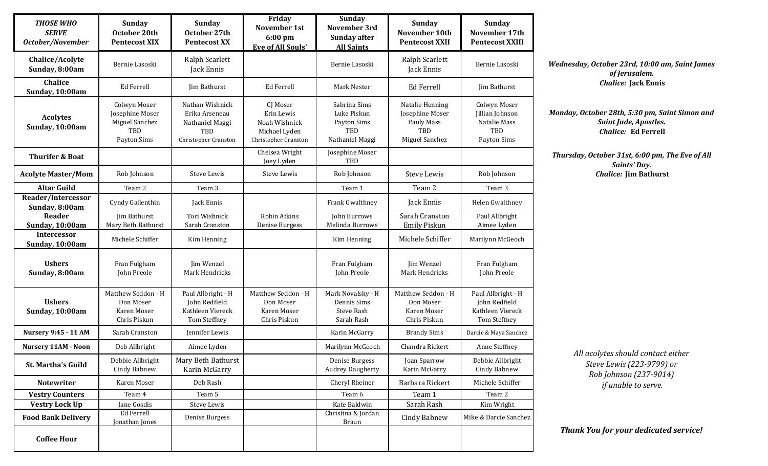| *THOSE WHO SERVE October/November* | Sunday October 20th Pentecost XIX | Sunday October 27th Pentecost XX | Friday November 1st 6:00 pm Eve of All Souls' | Sunday November 3rd Sunday after All Saints | Sunday November 10th Pentecost XXII | Sunday November 17th Pentecost XXIII |
|---|---|---|---|---|---|---|
| **Chalice/Acolyte Sunday, 8:00am** | Bernie Lasoski | Ralph Scarlett<br>Jack Ennis | | Bernie Lasoski | Ralph Scarlett<br>Jack Ennis | Bernie Lasoski |
| **Chalice Sunday, 10:00am** | Ed Ferrell | Jim Bathurst | Ed Ferrell | Mark Nester | Ed Ferrell | Jim Bathurst |
| **Acolytes Sunday, 10:00am** | Colwyn Moser<br>Josephine Moser<br>Miguel Sanchez<br>TBD<br>Payton Sims | Nathan Wishnick<br>Erika Arseneau<br>Nathaniel Maggi<br>TBD<br>Christopher Cranston | CJ Moser<br>Erin Lewis<br>Noah Wishnick<br>Michael Lyden<br>Christopher Cranston | Sabrina Sims<br>Luke Piskun<br>Payton Sims<br>TBD<br>Nathaniel Maggi | Natalie Henning<br>Josephine Moser<br>Pauly Mass<br>TBD<br>Miguel Sanchez | Colwyn Moser<br>Jillian Johnson<br>Natalie Mass<br>TBD<br>Payton Sims |
| **Thurifer & Boat** | | | Chelsea Wright<br>Joey Lyden | Josephine Moser<br>TBD | | |
| **Acolyte Master/Mom** | Rob Johnson | Steve Lewis | Steve Lewis | Rob Johnson | Steve Lewis | Rob Johnson |
| **Altar Guild** | Team 2 | Team 3 | | Team 1 | Team 2 | Team 3 |
| **Reader/Intercessor Sunday, 8:00am** | Cyndy Gallenthin | Jack Ennis | | Frank Gwalthney | Jack Ennis | Helen Gwalthney |
| **Reader Sunday, 10:00am** | Jim Bathurst<br>Mary Beth Bathurst | Tori Wishnick<br>Sarah Cranston | Robin Atkins<br>Denise Burgess | John Burrows<br>Melinda Burrows | Sarah Cranston<br>Emily Piskun | Paul Allbright<br>Aimee Lyden |
| **Intercessor Sunday, 10:00am** | Michele Schiffer | Kim Henning | | Kim Henning | Michele Schiffer | Marilynn McGeoch |
| **Ushers Sunday, 8:00am** | Fran Fulgham<br>John Preole | Jim Wenzel<br>Mark Hendricks | | Fran Fulgham<br>John Preole | Jim Wenzel<br>Mark Hendricks | Fran Fulgham<br>John Preole |
| **Ushers Sunday, 10:00am** | Matthew Seddon - H<br>Don Moser<br>Karen Moser<br>Chris Piskun | Paul Allbright - H<br>John Redfield<br>Kathleen Viereck<br>Tom Steffney | Matthew Seddon - H<br>Don Moser<br>Karen Moser<br>Chris Piskun | Mark Novalsky - H<br>Dennis Sims<br>Steve Rash<br>Sarah Rash | Matthew Seddon - H<br>Don Moser<br>Karen Moser<br>Chris Piskun | Paul Allbright - H<br>John Redfield<br>Kathleen Viereck<br>Tom Steffney |
| **Nursery 9:45 - 11 AM** | Sarah Cranston | Jennifer Lewis | | Karin McGarry | Brandy Sims | Darcie & Maya Sanchez |
| **Nursery 11AM - Noon** | Deb Allbright | Aimee Lyden | | Marilynn McGeoch | Chandra Rickert | Anne Steffney |
| **St. Martha's Guild** | Debbie Allbright<br>Cindy Babnew | Mary Beth Bathurst<br>Karin McGarry | | Denise Burgess<br>Audrey Daugherty | Joan Sparrow<br>Karin McGarry | Debbie Allbright<br>Cindy Babnew |
| **Notewriter** | Karen Moser | Deb Rash | | Cheryl Rheiner | Barbara Rickert | Michele Schiffer |
| **Vestry Counters** | Team 4 | Team 5 | | Team 6 | Team 1 | Team 2 |
| **Vestry Lock Up** | Jane Gosdis | Steve Lewis | | Kate Baldwin | Sarah Rash | Kim Wright |
| **Food Bank Delivery** | Ed Ferrell<br>Jonathan Jones | Denise Burgess | | Christina & Jordan Braun | Cindy Babnew | Mike & Darcie Sanchez |
| **Coffee Hour** | | | | | | |

***Wednesday, October 23rd, 10:00 am, Saint James of Jerusalem.***
***Chalice:* Jack Ennis**

***Monday, October 28th, 5:30 pm, Saint Simon and Saint Jude, Apostles.***
***Chalice:* Ed Ferrell**

***Thursday, October 31st, 6:00 pm, The Eve of All Saints' Day.***
***Chalice:* Jim Bathurst**

*All acolytes should contact either Steve Lewis (223-9799) or Rob Johnson (237-9014) if unable to serve.*

***Thank You for your dedicated service!***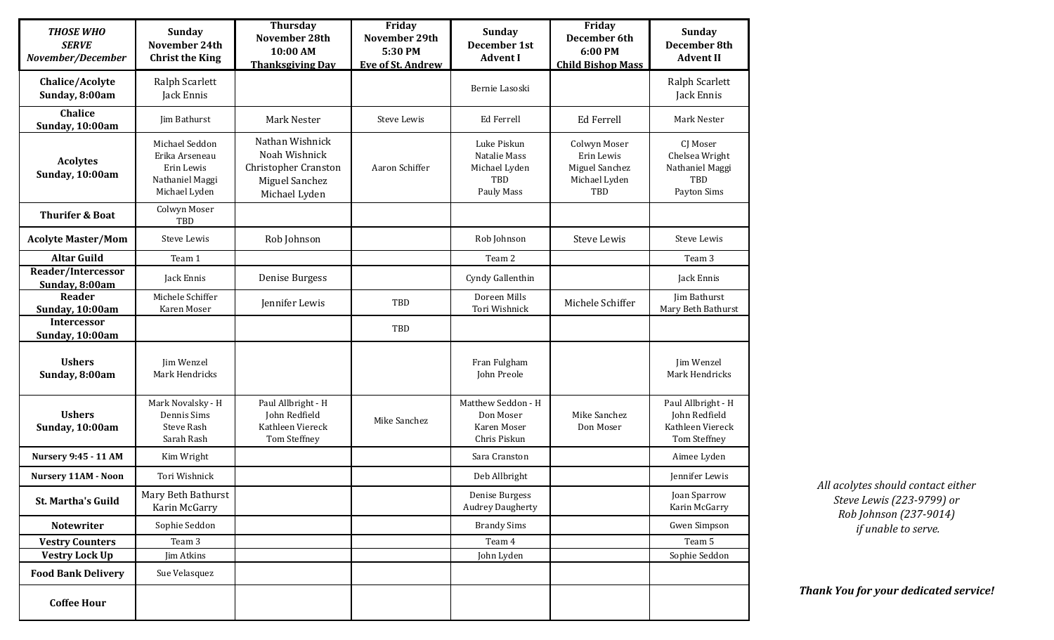| *THOSE WHO SERVE November/December* | Sunday November 24th Christ the King | Thursday November 28th 10:00 AM Thanksgiving Day | Friday November 29th 5:30 PM Eve of St. Andrew | Sunday December 1st Advent I | Friday December 6th 6:00 PM Child Bishop Mass | Sunday December 8th Advent II |
|---|---|---|---|---|---|---|
| **Chalice/Acolyte Sunday, 8:00am** | Ralph Scarlett Jack Ennis | | | Bernie Lasoski | | Ralph Scarlett Jack Ennis |
| **Chalice Sunday, 10:00am** | Jim Bathurst | Mark Nester | Steve Lewis | Ed Ferrell | Ed Ferrell | Mark Nester |
| **Acolytes Sunday, 10:00am** | Michael Seddon Erika Arseneau Erin Lewis Nathaniel Maggi Michael Lyden | Nathan Wishnick Noah Wishnick Christopher Cranston Miguel Sanchez Michael Lyden | Aaron Schiffer | Luke Piskun Natalie Mass Michael Lyden TBD Pauly Mass | Colwyn Moser Erin Lewis Miguel Sanchez Michael Lyden TBD | CJ Moser Chelsea Wright Nathaniel Maggi TBD Payton Sims |
| **Thurifer & Boat** | Colwyn Moser TBD | | | | | |
| **Acolyte Master/Mom** | Steve Lewis | Rob Johnson | | Rob Johnson | Steve Lewis | Steve Lewis |
| **Altar Guild** | Team 1 | | | Team 2 | | Team 3 |
| **Reader/Intercessor Sunday, 8:00am** | Jack Ennis | Denise Burgess | | Cyndy Gallenthin | | Jack Ennis |
| **Reader Sunday, 10:00am** | Michele Schiffer Karen Moser | Jennifer Lewis | TBD | Doreen Mills Tori Wishnick | Michele Schiffer | Jim Bathurst Mary Beth Bathurst |
| **Intercessor Sunday, 10:00am** | | | TBD | | | |
| **Ushers Sunday, 8:00am** | Jim Wenzel Mark Hendricks | | | Fran Fulgham John Preole | | Jim Wenzel Mark Hendricks |
| **Ushers Sunday, 10:00am** | Mark Novalsky - H Dennis Sims Steve Rash Sarah Rash | Paul Allbright - H John Redfield Kathleen Viereck Tom Steffney | Mike Sanchez | Matthew Seddon - H Don Moser Karen Moser Chris Piskun | Mike Sanchez Don Moser | Paul Allbright - H John Redfield Kathleen Viereck Tom Steffney |
| **Nursery 9:45 - 11 AM** | Kim Wright | | | Sara Cranston | | Aimee Lyden |
| **Nursery 11AM - Noon** | Tori Wishnick | | | Deb Allbright | | Jennifer Lewis |
| **St. Martha's Guild** | Mary Beth Bathurst Karin McGarry | | | Denise Burgess Audrey Daugherty | | Joan Sparrow Karin McGarry |
| **Notewriter** | Sophie Seddon | | | Brandy Sims | | Gwen Simpson |
| **Vestry Counters** | Team 3 | | | Team 4 | | Team 5 |
| **Vestry Lock Up** | Jim Atkins | | | John Lyden | | Sophie Seddon |
| **Food Bank Delivery** | Sue Velasquez | | | | | |
| **Coffee Hour** | | | | | | |

*All acolytes should contact either Steve Lewis (223-9799) or Rob Johnson (237-9014) if unable to serve.*

***Thank You for your dedicated service!***